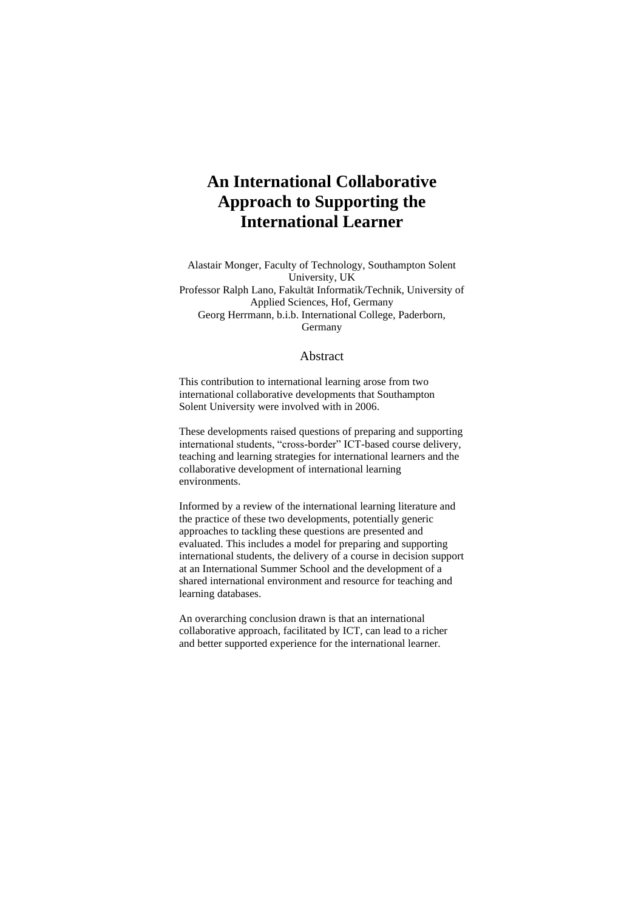# An International Collaborative Approach to Supporting the International Learner

Alastair Monger, Faculty of Technology, Southampton Solent University, UK
Professor Ralph Lano, Fakultät Informatik/Technik, University of Applied Sciences, Hof, Germany
Georg Herrmann, b.i.b. International College, Paderborn, Germany

## Abstract

This contribution to international learning arose from two international collaborative developments that Southampton Solent University were involved with in 2006.

These developments raised questions of preparing and supporting international students, "cross-border" ICT-based course delivery, teaching and learning strategies for international learners and the collaborative development of international learning environments.

Informed by a review of the international learning literature and the practice of these two developments, potentially generic approaches to tackling these questions are presented and evaluated. This includes a model for preparing and supporting international students, the delivery of a course in decision support at an International Summer School and the development of a shared international environment and resource for teaching and learning databases.

An overarching conclusion drawn is that an international collaborative approach, facilitated by ICT, can lead to a richer and better supported experience for the international learner.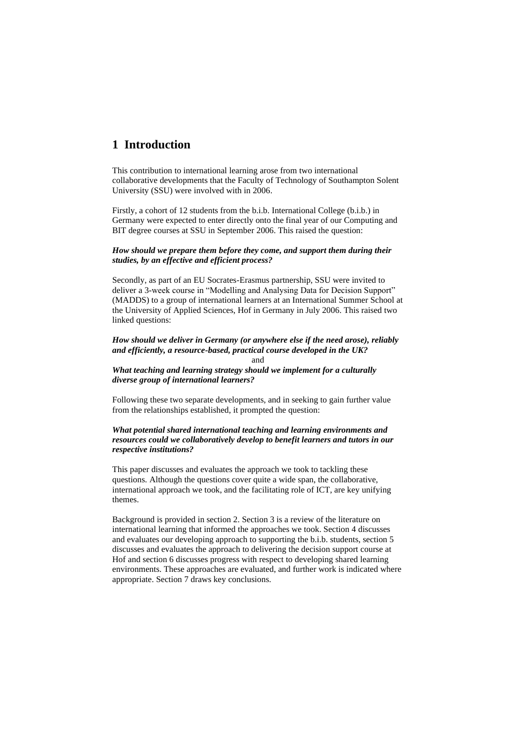# 1 Introduction

This contribution to international learning arose from two international collaborative developments that the Faculty of Technology of Southampton Solent University (SSU) were involved with in 2006.

Firstly, a cohort of 12 students from the b.i.b. International College (b.i.b.) in Germany were expected to enter directly onto the final year of our Computing and BIT degree courses at SSU in September 2006. This raised the question:

***How should we prepare them before they come, and support them during their studies, by an effective and efficient process?***

Secondly, as part of an EU Socrates-Erasmus partnership, SSU were invited to deliver a 3-week course in "Modelling and Analysing Data for Decision Support" (MADDS) to a group of international learners at an International Summer School at the University of Applied Sciences, Hof in Germany in July 2006. This raised two linked questions:

***How should we deliver in Germany (or anywhere else if the need arose), reliably and efficiently, a resource-based, practical course developed in the UK?***

and

***What teaching and learning strategy should we implement for a culturally diverse group of international learners?***

Following these two separate developments, and in seeking to gain further value from the relationships established, it prompted the question:

***What potential shared international teaching and learning environments and resources could we collaboratively develop to benefit learners and tutors in our respective institutions?***

This paper discusses and evaluates the approach we took to tackling these questions. Although the questions cover quite a wide span, the collaborative, international approach we took, and the facilitating role of ICT, are key unifying themes.

Background is provided in section 2. Section 3 is a review of the literature on international learning that informed the approaches we took. Section 4 discusses and evaluates our developing approach to supporting the b.i.b. students, section 5 discusses and evaluates the approach to delivering the decision support course at Hof and section 6 discusses progress with respect to developing shared learning environments. These approaches are evaluated, and further work is indicated where appropriate. Section 7 draws key conclusions.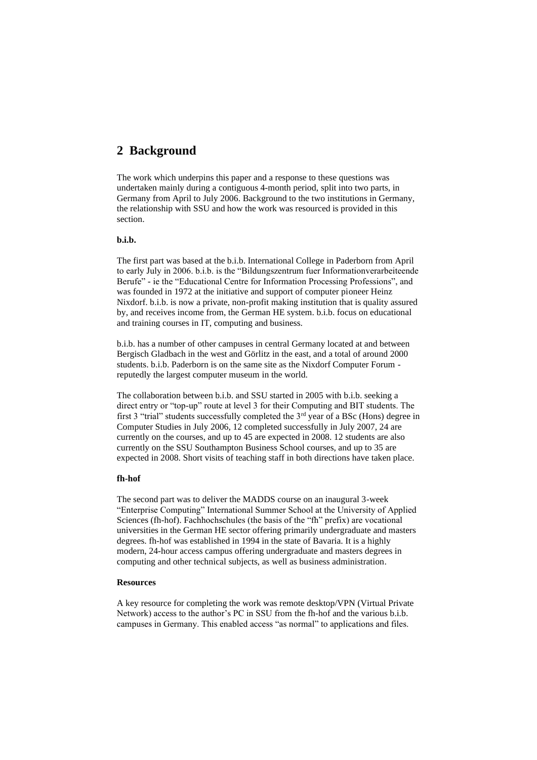## 2 Background

The work which underpins this paper and a response to these questions was undertaken mainly during a contiguous 4-month period, split into two parts, in Germany from April to July 2006. Background to the two institutions in Germany, the relationship with SSU and how the work was resourced is provided in this section.

**b.i.b.**

The first part was based at the b.i.b. International College in Paderborn from April to early July in 2006. b.i.b. is the "Bildungszentrum fuer Informationverarbeiteende Berufe" - ie the "Educational Centre for Information Processing Professions", and was founded in 1972 at the initiative and support of computer pioneer Heinz Nixdorf. b.i.b. is now a private, non-profit making institution that is quality assured by, and receives income from, the German HE system. b.i.b. focus on educational and training courses in IT, computing and business.

b.i.b. has a number of other campuses in central Germany located at and between Bergisch Gladbach in the west and Görlitz in the east, and a total of around 2000 students. b.i.b. Paderborn is on the same site as the Nixdorf Computer Forum - reputedly the largest computer museum in the world.

The collaboration between b.i.b. and SSU started in 2005 with b.i.b. seeking a direct entry or "top-up" route at level 3 for their Computing and BIT students. The first 3 "trial" students successfully completed the 3rd year of a BSc (Hons) degree in Computer Studies in July 2006, 12 completed successfully in July 2007, 24 are currently on the courses, and up to 45 are expected in 2008. 12 students are also currently on the SSU Southampton Business School courses, and up to 35 are expected in 2008. Short visits of teaching staff in both directions have taken place.

**fh-hof**

The second part was to deliver the MADDS course on an inaugural 3-week "Enterprise Computing" International Summer School at the University of Applied Sciences (fh-hof). Fachhochschules (the basis of the "fh" prefix) are vocational universities in the German HE sector offering primarily undergraduate and masters degrees. fh-hof was established in 1994 in the state of Bavaria. It is a highly modern, 24-hour access campus offering undergraduate and masters degrees in computing and other technical subjects, as well as business administration.

**Resources**

A key resource for completing the work was remote desktop/VPN (Virtual Private Network) access to the author's PC in SSU from the fh-hof and the various b.i.b. campuses in Germany. This enabled access "as normal" to applications and files.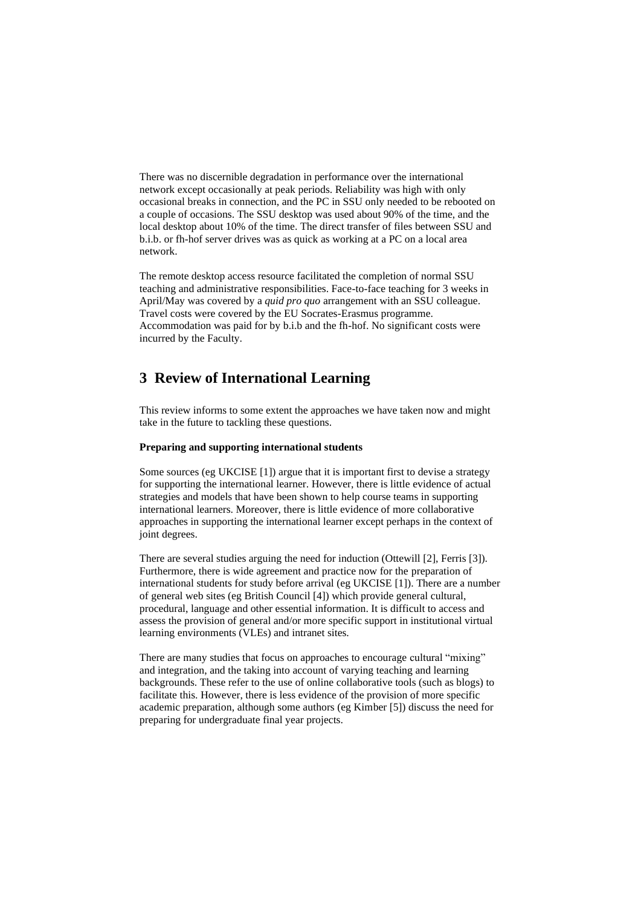There was no discernible degradation in performance over the international network except occasionally at peak periods. Reliability was high with only occasional breaks in connection, and the PC in SSU only needed to be rebooted on a couple of occasions. The SSU desktop was used about 90% of the time, and the local desktop about 10% of the time. The direct transfer of files between SSU and b.i.b. or fh-hof server drives was as quick as working at a PC on a local area network.

The remote desktop access resource facilitated the completion of normal SSU teaching and administrative responsibilities. Face-to-face teaching for 3 weeks in April/May was covered by a *quid pro quo* arrangement with an SSU colleague. Travel costs were covered by the EU Socrates-Erasmus programme. Accommodation was paid for by b.i.b and the fh-hof. No significant costs were incurred by the Faculty.

# 3 Review of International Learning

This review informs to some extent the approaches we have taken now and might take in the future to tackling these questions.

**Preparing and supporting international students**

Some sources (eg UKCISE [1]) argue that it is important first to devise a strategy for supporting the international learner. However, there is little evidence of actual strategies and models that have been shown to help course teams in supporting international learners. Moreover, there is little evidence of more collaborative approaches in supporting the international learner except perhaps in the context of joint degrees.

There are several studies arguing the need for induction (Ottewill [2], Ferris [3]). Furthermore, there is wide agreement and practice now for the preparation of international students for study before arrival (eg UKCISE [1]). There are a number of general web sites (eg British Council [4]) which provide general cultural, procedural, language and other essential information. It is difficult to access and assess the provision of general and/or more specific support in institutional virtual learning environments (VLEs) and intranet sites.

There are many studies that focus on approaches to encourage cultural "mixing" and integration, and the taking into account of varying teaching and learning backgrounds. These refer to the use of online collaborative tools (such as blogs) to facilitate this. However, there is less evidence of the provision of more specific academic preparation, although some authors (eg Kimber [5]) discuss the need for preparing for undergraduate final year projects.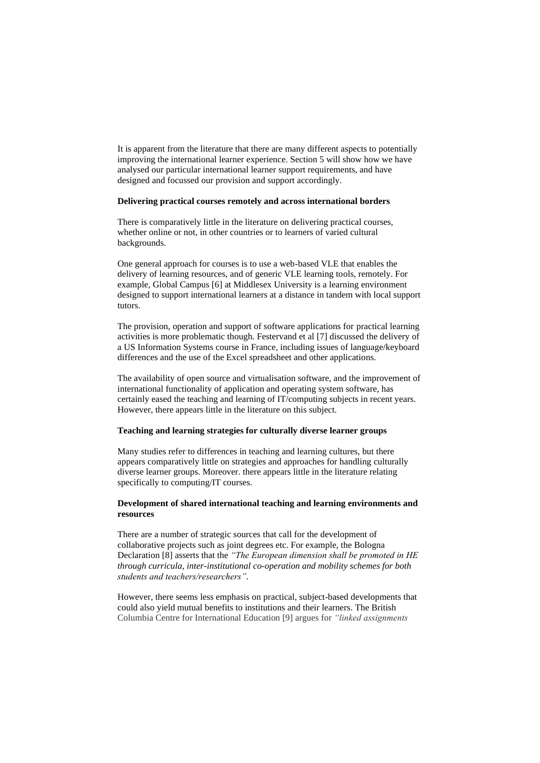It is apparent from the literature that there are many different aspects to potentially improving the international learner experience. Section 5 will show how we have analysed our particular international learner support requirements, and have designed and focussed our provision and support accordingly.

**Delivering practical courses remotely and across international borders**

There is comparatively little in the literature on delivering practical courses, whether online or not, in other countries or to learners of varied cultural backgrounds.

One general approach for courses is to use a web-based VLE that enables the delivery of learning resources, and of generic VLE learning tools, remotely. For example, Global Campus [6] at Middlesex University is a learning environment designed to support international learners at a distance in tandem with local support tutors.

The provision, operation and support of software applications for practical learning activities is more problematic though. Festervand et al [7] discussed the delivery of a US Information Systems course in France, including issues of language/keyboard differences and the use of the Excel spreadsheet and other applications.

The availability of open source and virtualisation software, and the improvement of international functionality of application and operating system software, has certainly eased the teaching and learning of IT/computing subjects in recent years. However, there appears little in the literature on this subject.

**Teaching and learning strategies for culturally diverse learner groups**

Many studies refer to differences in teaching and learning cultures, but there appears comparatively little on strategies and approaches for handling culturally diverse learner groups. Moreover. there appears little in the literature relating specifically to computing/IT courses.

**Development of shared international teaching and learning environments and resources**

There are a number of strategic sources that call for the development of collaborative projects such as joint degrees etc. For example, the Bologna Declaration [8] asserts that the *"The European dimension shall be promoted in HE through curricula, inter-institutional co-operation and mobility schemes for both students and teachers/researchers"*.

However, there seems less emphasis on practical, subject-based developments that could also yield mutual benefits to institutions and their learners. The British Columbia Centre for International Education [9] argues for *"linked assignments*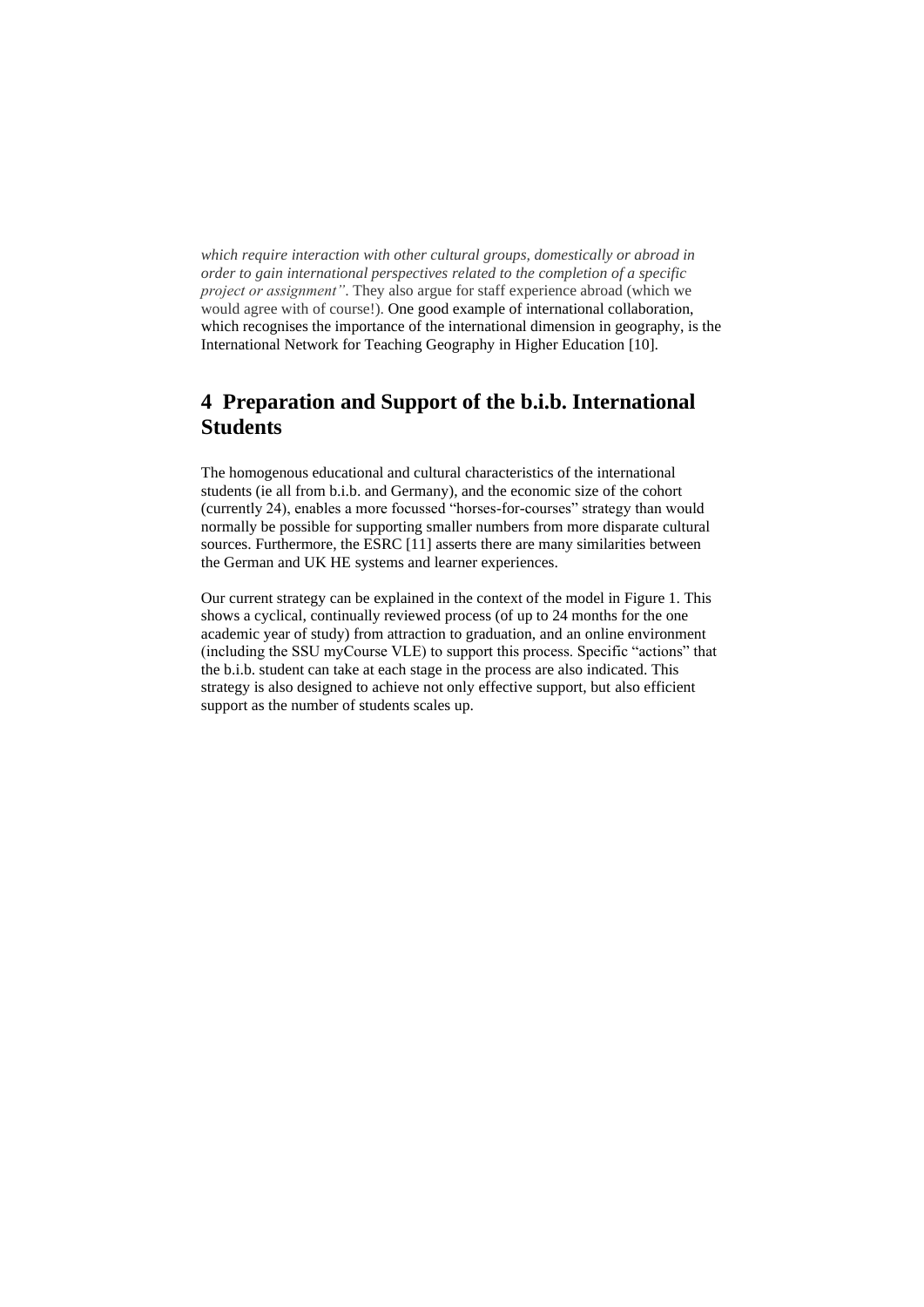*which require interaction with other cultural groups, domestically or abroad in order to gain international perspectives related to the completion of a specific project or assignment"*. They also argue for staff experience abroad (which we would agree with of course!). One good example of international collaboration, which recognises the importance of the international dimension in geography, is the International Network for Teaching Geography in Higher Education [10].

## 4 Preparation and Support of the b.i.b. International Students

The homogenous educational and cultural characteristics of the international students (ie all from b.i.b. and Germany), and the economic size of the cohort (currently 24), enables a more focussed "horses-for-courses" strategy than would normally be possible for supporting smaller numbers from more disparate cultural sources. Furthermore, the ESRC [11] asserts there are many similarities between the German and UK HE systems and learner experiences.

Our current strategy can be explained in the context of the model in Figure 1. This shows a cyclical, continually reviewed process (of up to 24 months for the one academic year of study) from attraction to graduation, and an online environment (including the SSU myCourse VLE) to support this process. Specific "actions" that the b.i.b. student can take at each stage in the process are also indicated. This strategy is also designed to achieve not only effective support, but also efficient support as the number of students scales up.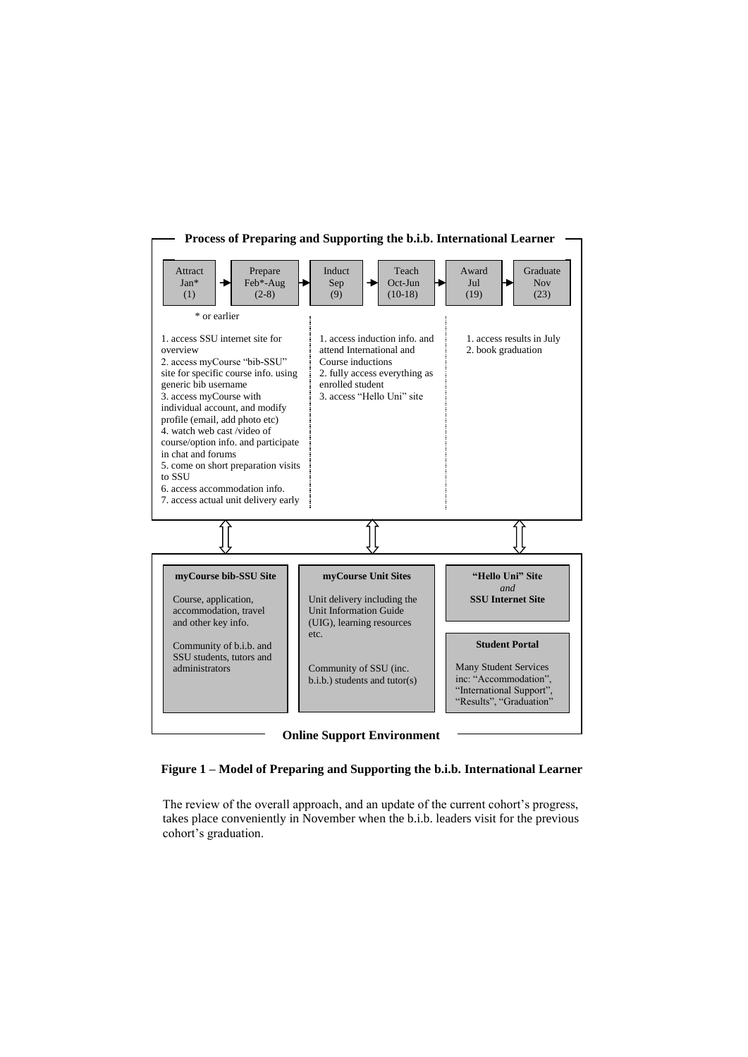**Process of Preparing and Supporting the b.i.b. International Learner**

| Attract Jan* (1) | → | Prepare Feb*-Aug (2-8) | → | Induct Sep (9) | → | Teach Oct-Jun (10-18) | → | Award Jul (19) | → | Graduate Nov (23) |
|---|---|---|---|---|---|---|---|---|---|---|

\* or earlier

1. access SSU internet site for overview
2. access myCourse "bib-SSU" site for specific course info. using generic bib username
3. access myCourse with individual account, and modify profile (email, add photo etc)
4. watch web cast /video of course/option info. and participate in chat and forums
5. come on short preparation visits to SSU
6. access accommodation info.
7. access actual unit delivery early

1. access induction info. and attend International and Course inductions
2. fully access everything as enrolled student
3. access "Hello Uni" site

1. access results in July
2. book graduation

**Online Support Environment**

**myCourse bib-SSU Site**

Course, application, accommodation, travel and other key info.

Community of b.i.b. and SSU students, tutors and administrators

**myCourse Unit Sites**

Unit delivery including the Unit Information Guide (UIG), learning resources etc.

Community of SSU (inc. b.i.b.) students and tutor(s)

**"Hello Uni" Site** *and* **SSU Internet Site**

**Student Portal**

Many Student Services inc: "Accommodation", "International Support", "Results", "Graduation"

**Figure 1 – Model of Preparing and Supporting the b.i.b. International Learner**

The review of the overall approach, and an update of the current cohort's progress, takes place conveniently in November when the b.i.b. leaders visit for the previous cohort's graduation.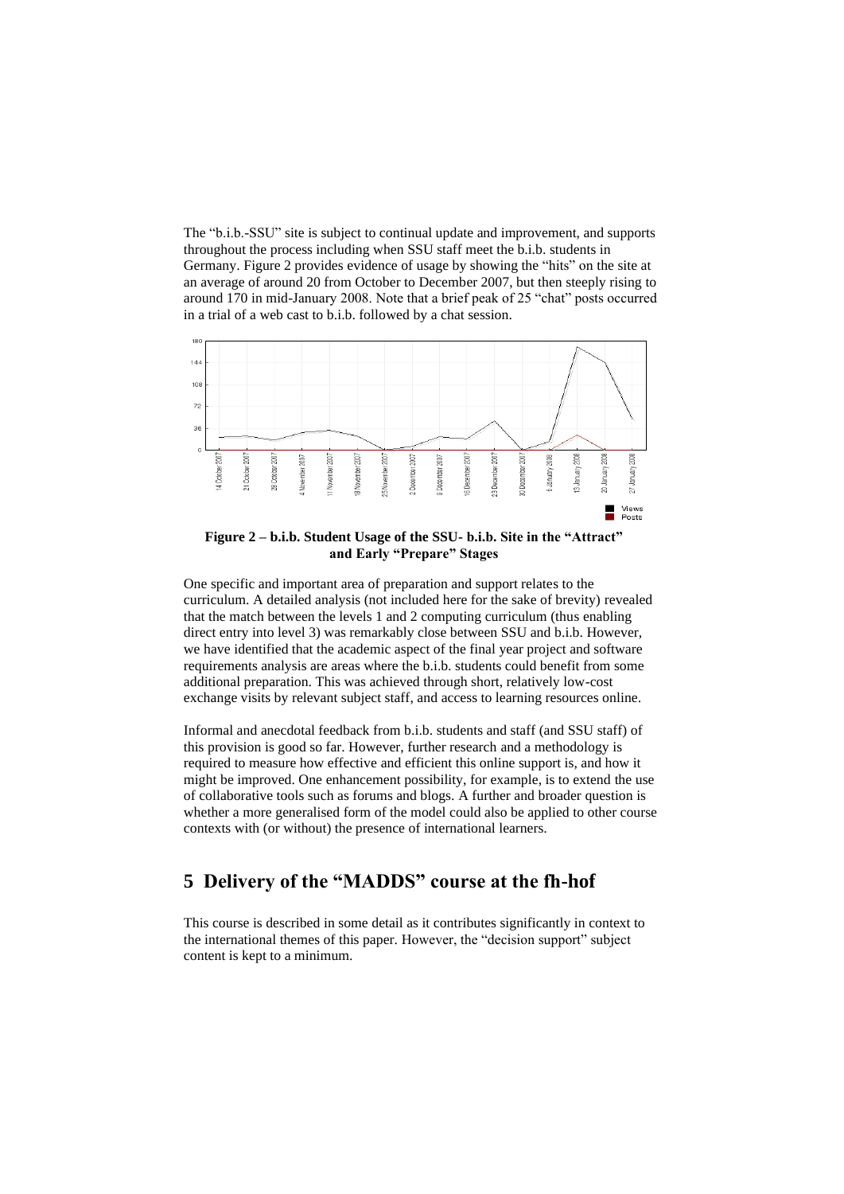The "b.i.b.-SSU" site is subject to continual update and improvement, and supports throughout the process including when SSU staff meet the b.i.b. students in Germany. Figure 2 provides evidence of usage by showing the "hits" on the site at an average of around 20 from October to December 2007, but then steeply rising to around 170 in mid-January 2008. Note that a brief peak of 25 "chat" posts occurred in a trial of a web cast to b.i.b. followed by a chat session.

**Figure 2 – b.i.b. Student Usage of the SSU- b.i.b. Site in the "Attract" and Early "Prepare" Stages**

One specific and important area of preparation and support relates to the curriculum. A detailed analysis (not included here for the sake of brevity) revealed that the match between the levels 1 and 2 computing curriculum (thus enabling direct entry into level 3) was remarkably close between SSU and b.i.b. However, we have identified that the academic aspect of the final year project and software requirements analysis are areas where the b.i.b. students could benefit from some additional preparation. This was achieved through short, relatively low-cost exchange visits by relevant subject staff, and access to learning resources online.

Informal and anecdotal feedback from b.i.b. students and staff (and SSU staff) of this provision is good so far. However, further research and a methodology is required to measure how effective and efficient this online support is, and how it might be improved. One enhancement possibility, for example, is to extend the use of collaborative tools such as forums and blogs. A further and broader question is whether a more generalised form of the model could also be applied to other course contexts with (or without) the presence of international learners.

## 5 Delivery of the "MADDS" course at the fh-hof

This course is described in some detail as it contributes significantly in context to the international themes of this paper. However, the "decision support" subject content is kept to a minimum.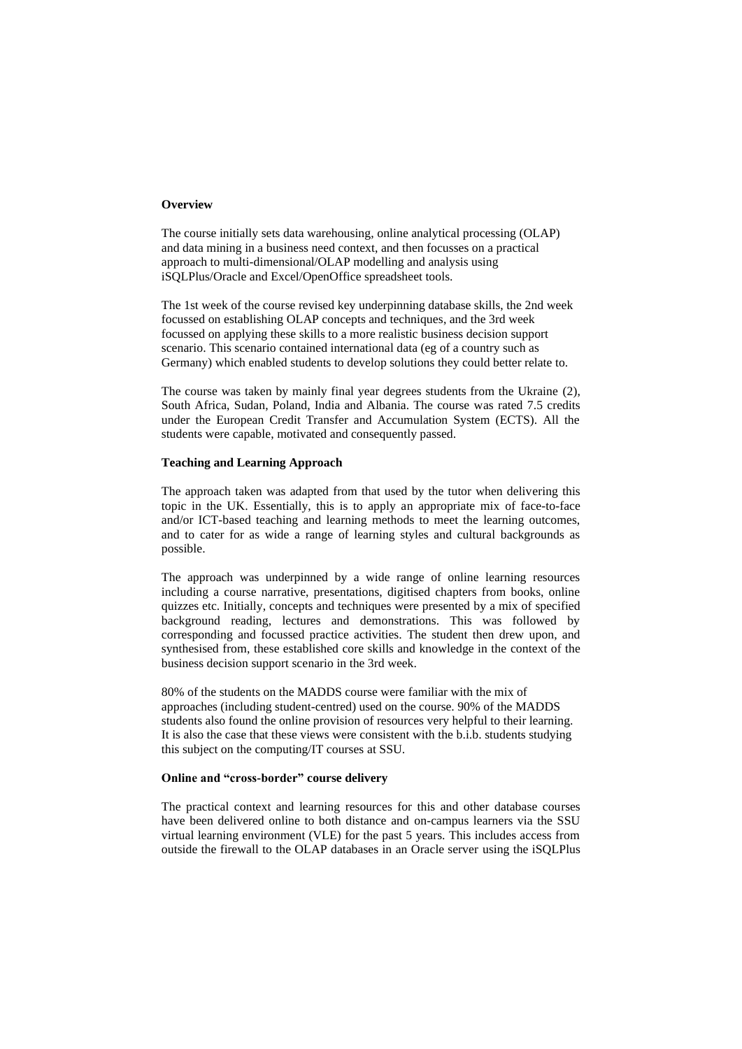**Overview**

The course initially sets data warehousing, online analytical processing (OLAP) and data mining in a business need context, and then focusses on a practical approach to multi-dimensional/OLAP modelling and analysis using iSQLPlus/Oracle and Excel/OpenOffice spreadsheet tools.

The 1st week of the course revised key underpinning database skills, the 2nd week focussed on establishing OLAP concepts and techniques, and the 3rd week focussed on applying these skills to a more realistic business decision support scenario. This scenario contained international data (eg of a country such as Germany) which enabled students to develop solutions they could better relate to.

The course was taken by mainly final year degrees students from the Ukraine (2), South Africa, Sudan, Poland, India and Albania. The course was rated 7.5 credits under the European Credit Transfer and Accumulation System (ECTS). All the students were capable, motivated and consequently passed.

**Teaching and Learning Approach**

The approach taken was adapted from that used by the tutor when delivering this topic in the UK. Essentially, this is to apply an appropriate mix of face-to-face and/or ICT-based teaching and learning methods to meet the learning outcomes, and to cater for as wide a range of learning styles and cultural backgrounds as possible.

The approach was underpinned by a wide range of online learning resources including a course narrative, presentations, digitised chapters from books, online quizzes etc. Initially, concepts and techniques were presented by a mix of specified background reading, lectures and demonstrations. This was followed by corresponding and focussed practice activities. The student then drew upon, and synthesised from, these established core skills and knowledge in the context of the business decision support scenario in the 3rd week.

80% of the students on the MADDS course were familiar with the mix of approaches (including student-centred) used on the course. 90% of the MADDS students also found the online provision of resources very helpful to their learning. It is also the case that these views were consistent with the b.i.b. students studying this subject on the computing/IT courses at SSU.

**Online and "cross-border" course delivery**

The practical context and learning resources for this and other database courses have been delivered online to both distance and on-campus learners via the SSU virtual learning environment (VLE) for the past 5 years. This includes access from outside the firewall to the OLAP databases in an Oracle server using the iSQLPlus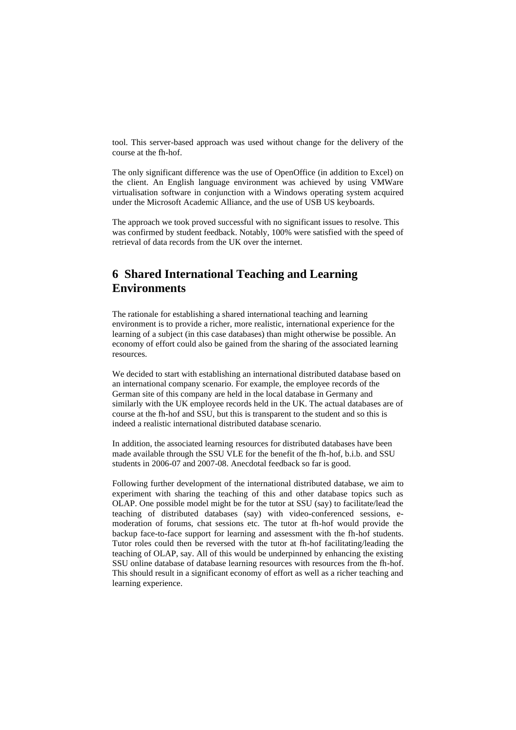tool. This server-based approach was used without change for the delivery of the course at the fh-hof.

The only significant difference was the use of OpenOffice (in addition to Excel) on the client. An English language environment was achieved by using VMWare virtualisation software in conjunction with a Windows operating system acquired under the Microsoft Academic Alliance, and the use of USB US keyboards.

The approach we took proved successful with no significant issues to resolve. This was confirmed by student feedback. Notably, 100% were satisfied with the speed of retrieval of data records from the UK over the internet.

## 6 Shared International Teaching and Learning Environments

The rationale for establishing a shared international teaching and learning environment is to provide a richer, more realistic, international experience for the learning of a subject (in this case databases) than might otherwise be possible. An economy of effort could also be gained from the sharing of the associated learning resources.

We decided to start with establishing an international distributed database based on an international company scenario. For example, the employee records of the German site of this company are held in the local database in Germany and similarly with the UK employee records held in the UK. The actual databases are of course at the fh-hof and SSU, but this is transparent to the student and so this is indeed a realistic international distributed database scenario.

In addition, the associated learning resources for distributed databases have been made available through the SSU VLE for the benefit of the fh-hof, b.i.b. and SSU students in 2006-07 and 2007-08. Anecdotal feedback so far is good.

Following further development of the international distributed database, we aim to experiment with sharing the teaching of this and other database topics such as OLAP. One possible model might be for the tutor at SSU (say) to facilitate/lead the teaching of distributed databases (say) with video-conferenced sessions, e-moderation of forums, chat sessions etc. The tutor at fh-hof would provide the backup face-to-face support for learning and assessment with the fh-hof students. Tutor roles could then be reversed with the tutor at fh-hof facilitating/leading the teaching of OLAP, say. All of this would be underpinned by enhancing the existing SSU online database of database learning resources with resources from the fh-hof. This should result in a significant economy of effort as well as a richer teaching and learning experience.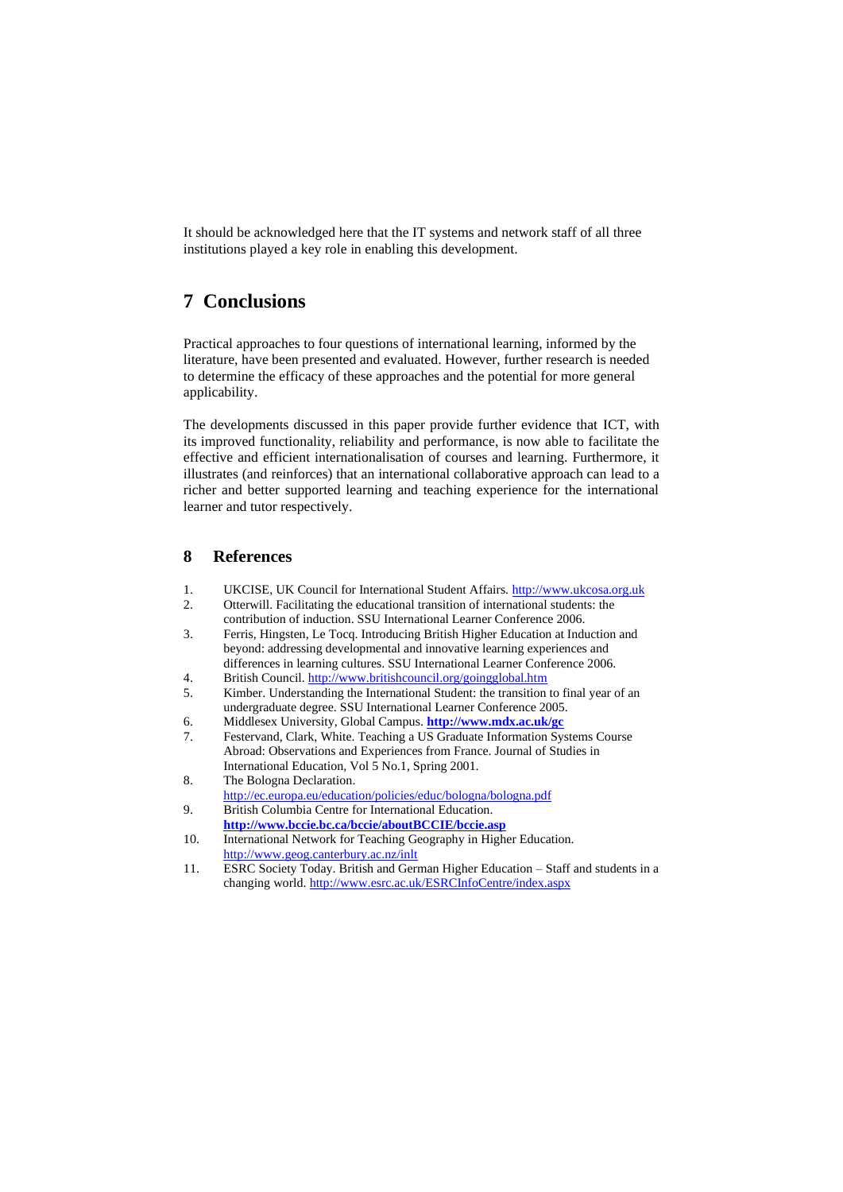It should be acknowledged here that the IT systems and network staff of all three institutions played a key role in enabling this development.

# 7 Conclusions

Practical approaches to four questions of international learning, informed by the literature, have been presented and evaluated. However, further research is needed to determine the efficacy of these approaches and the potential for more general applicability.

The developments discussed in this paper provide further evidence that ICT, with its improved functionality, reliability and performance, is now able to facilitate the effective and efficient internationalisation of courses and learning. Furthermore, it illustrates (and reinforces) that an international collaborative approach can lead to a richer and better supported learning and teaching experience for the international learner and tutor respectively.

## 8 References

1. UKCISE, UK Council for International Student Affairs. http://www.ukcosa.org.uk
2. Otterwill. Facilitating the educational transition of international students: the contribution of induction. SSU International Learner Conference 2006.
3. Ferris, Hingsten, Le Tocq. Introducing British Higher Education at Induction and beyond: addressing developmental and innovative learning experiences and differences in learning cultures. SSU International Learner Conference 2006.
4. British Council. http://www.britishcouncil.org/goingglobal.htm
5. Kimber. Understanding the International Student: the transition to final year of an undergraduate degree. SSU International Learner Conference 2005.
6. Middlesex University, Global Campus. **http://www.mdx.ac.uk/gc**
7. Festervand, Clark, White. Teaching a US Graduate Information Systems Course Abroad: Observations and Experiences from France. Journal of Studies in International Education, Vol 5 No.1, Spring 2001.
8. The Bologna Declaration. http://ec.europa.eu/education/policies/educ/bologna/bologna.pdf
9. British Columbia Centre for International Education. **http://www.bccie.bc.ca/bccie/aboutBCCIE/bccie.asp**
10. International Network for Teaching Geography in Higher Education. http://www.geog.canterbury.ac.nz/inlt
11. ESRC Society Today. British and German Higher Education – Staff and students in a changing world. http://www.esrc.ac.uk/ESRCInfoCentre/index.aspx